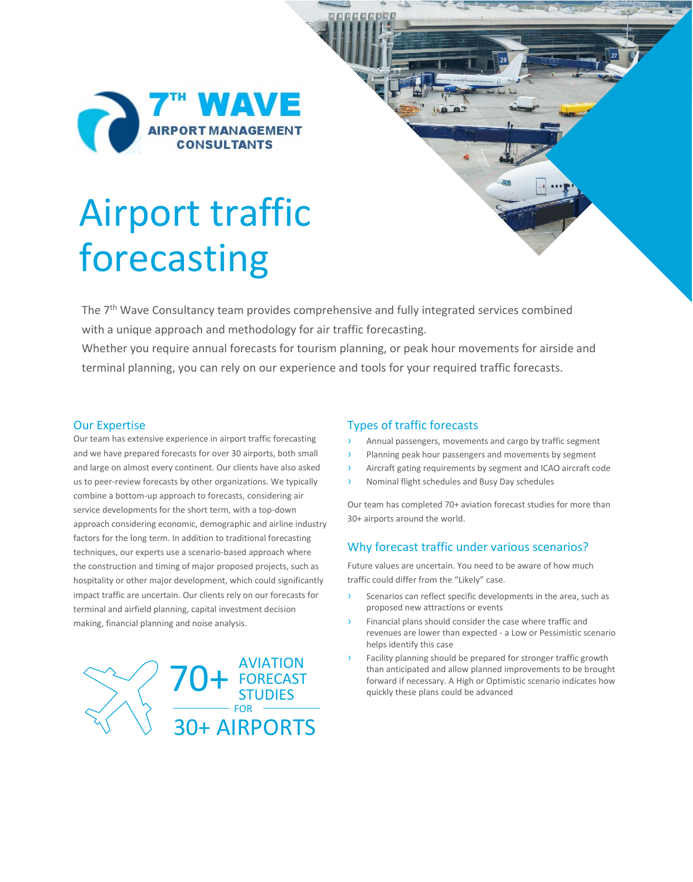7TH WAVE
AIRPORT MANAGEMENT CONSULTANTS

# Airport traffic forecasting

The 7th Wave Consultancy team provides comprehensive and fully integrated services combined with a unique approach and methodology for air traffic forecasting.
Whether you require annual forecasts for tourism planning, or peak hour movements for airside and terminal planning, you can rely on our experience and tools for your required traffic forecasts.

## Our Expertise

Our team has extensive experience in airport traffic forecasting and we have prepared forecasts for over 30 airports, both small and large on almost every continent. Our clients have also asked us to peer-review forecasts by other organizations. We typically combine a bottom-up approach to forecasts, considering air service developments for the short term, with a top-down approach considering economic, demographic and airline industry factors for the long term. In addition to traditional forecasting techniques, our experts use a scenario-based approach where the construction and timing of major proposed projects, such as hospitality or other major development, which could significantly impact traffic are uncertain. Our clients rely on our forecasts for terminal and airfield planning, capital investment decision making, financial planning and noise analysis.

70+ AVIATION FORECAST STUDIES FOR 30+ AIRPORTS

## Types of traffic forecasts

- Annual passengers, movements and cargo by traffic segment
- Planning peak hour passengers and movements by segment
- Aircraft gating requirements by segment and ICAO aircraft code
- Nominal flight schedules and Busy Day schedules

Our team has completed 70+ aviation forecast studies for more than 30+ airports around the world.

## Why forecast traffic under various scenarios?

Future values are uncertain. You need to be aware of how much traffic could differ from the "Likely" case.

- Scenarios can reflect specific developments in the area, such as proposed new attractions or events
- Financial plans should consider the case where traffic and revenues are lower than expected - a Low or Pessimistic scenario helps identify this case
- Facility planning should be prepared for stronger traffic growth than anticipated and allow planned improvements to be brought forward if necessary. A High or Optimistic scenario indicates how quickly these plans could be advanced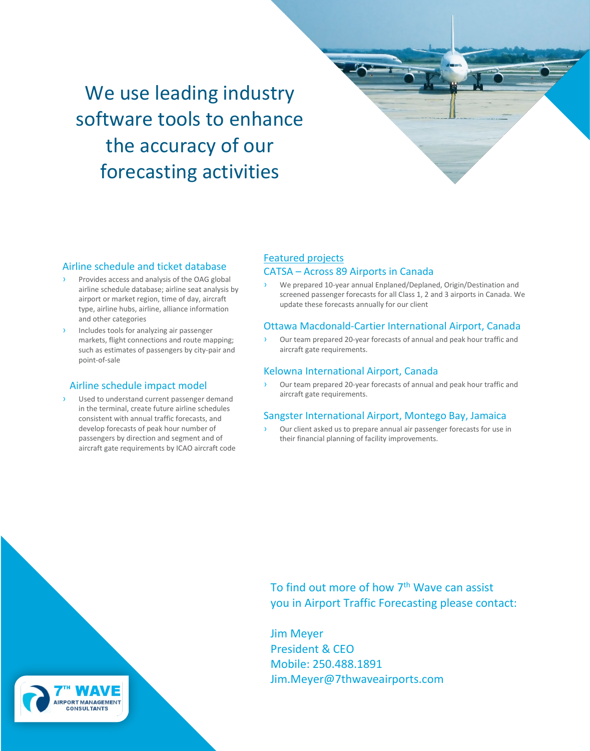# We use leading industry software tools to enhance the accuracy of our forecasting activities

### Airline schedule and ticket database

- Provides access and analysis of the OAG global airline schedule database; airline seat analysis by airport or market region, time of day, aircraft type, airline hubs, airline, alliance information and other categories
- Includes tools for analyzing air passenger markets, flight connections and route mapping; such as estimates of passengers by city-pair and point-of-sale

### Airline schedule impact model

- Used to understand current passenger demand in the terminal, create future airline schedules consistent with annual traffic forecasts, and develop forecasts of peak hour number of passengers by direction and segment and of aircraft gate requirements by ICAO aircraft code

## Featured projects

### CATSA – Across 89 Airports in Canada

- We prepared 10-year annual Enplaned/Deplaned, Origin/Destination and screened passenger forecasts for all Class 1, 2 and 3 airports in Canada. We update these forecasts annually for our client

### Ottawa Macdonald-Cartier International Airport, Canada

- Our team prepared 20-year forecasts of annual and peak hour traffic and aircraft gate requirements.

### Kelowna International Airport, Canada

- Our team prepared 20-year forecasts of annual and peak hour traffic and aircraft gate requirements.

### Sangster International Airport, Montego Bay, Jamaica

- Our client asked us to prepare annual air passenger forecasts for use in their financial planning of facility improvements.

To find out more of how 7th Wave can assist you in Airport Traffic Forecasting please contact:

Jim Meyer
President & CEO
Mobile: 250.488.1891
Jim.Meyer@7thwaveairports.com

7TH WAVE AIRPORT MANAGEMENT CONSULTANTS